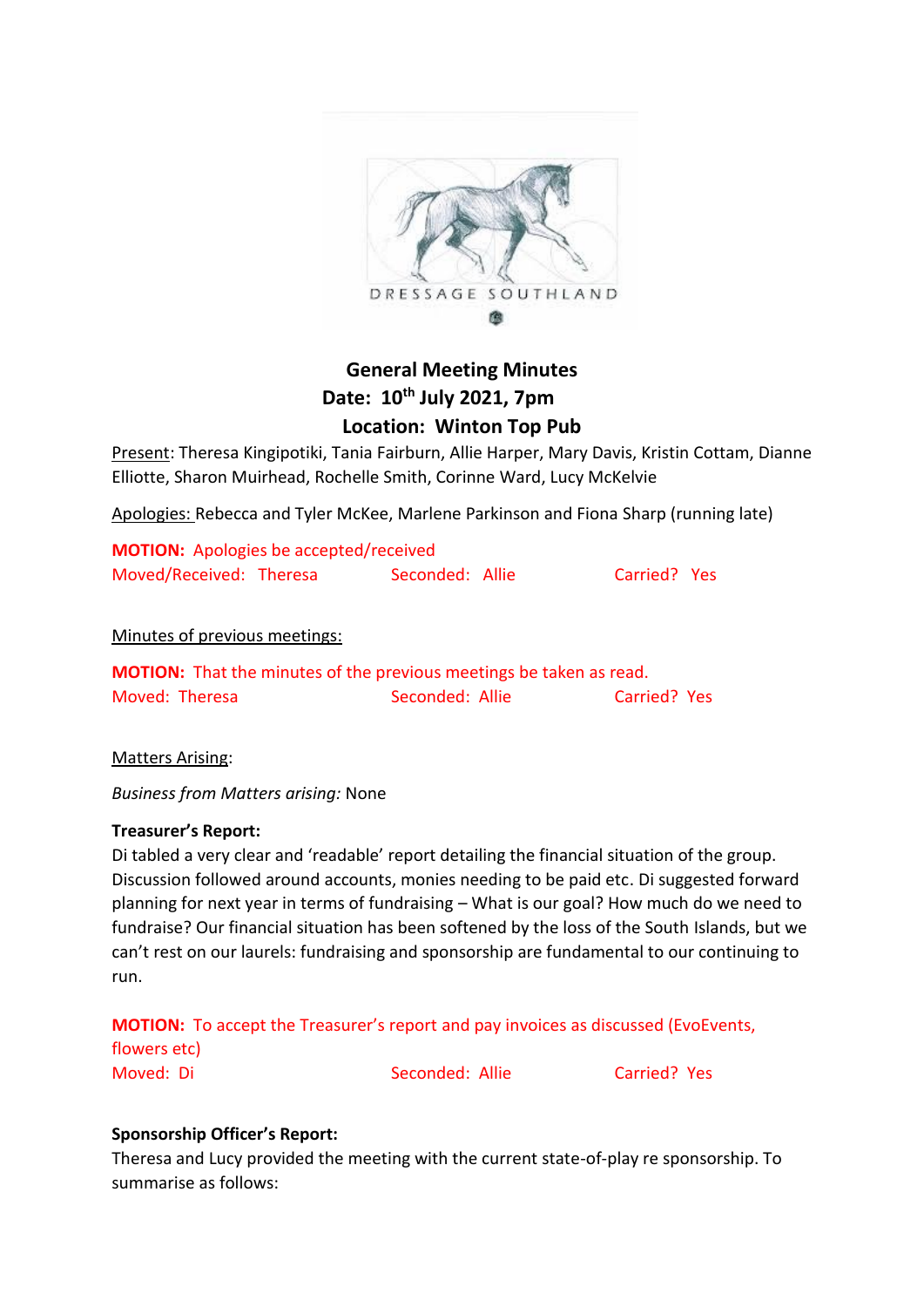DRESSAGE SOUTHLAND

# General Meeting Minutes

**Date: 10th July 2021, 7pm**

**Location: Winton Top Pub**

Present: Theresa Kingipotiki, Tania Fairburn, Allie Harper, Mary Davis, Kristin Cottam, Dianne Elliotte, Sharon Muirhead, Rochelle Smith, Corinne Ward, Lucy McKelvie

Apologies: Rebecca and Tyler McKee, Marlene Parkinson and Fiona Sharp (running late)

**MOTION:** Apologies be accepted/received
Moved/Received: Theresa     Seconded: Allie     Carried? Yes

Minutes of previous meetings:

**MOTION:** That the minutes of the previous meetings be taken as read.
Moved: Theresa     Seconded: Allie     Carried? Yes

Matters Arising:

*Business from Matters arising:* None

**Treasurer's Report:**

Di tabled a very clear and 'readable' report detailing the financial situation of the group. Discussion followed around accounts, monies needing to be paid etc. Di suggested forward planning for next year in terms of fundraising – What is our goal? How much do we need to fundraise? Our financial situation has been softened by the loss of the South Islands, but we can't rest on our laurels: fundraising and sponsorship are fundamental to our continuing to run.

**MOTION:** To accept the Treasurer's report and pay invoices as discussed (EvoEvents, flowers etc)
Moved: Di     Seconded: Allie     Carried? Yes

**Sponsorship Officer's Report:**

Theresa and Lucy provided the meeting with the current state-of-play re sponsorship. To summarise as follows: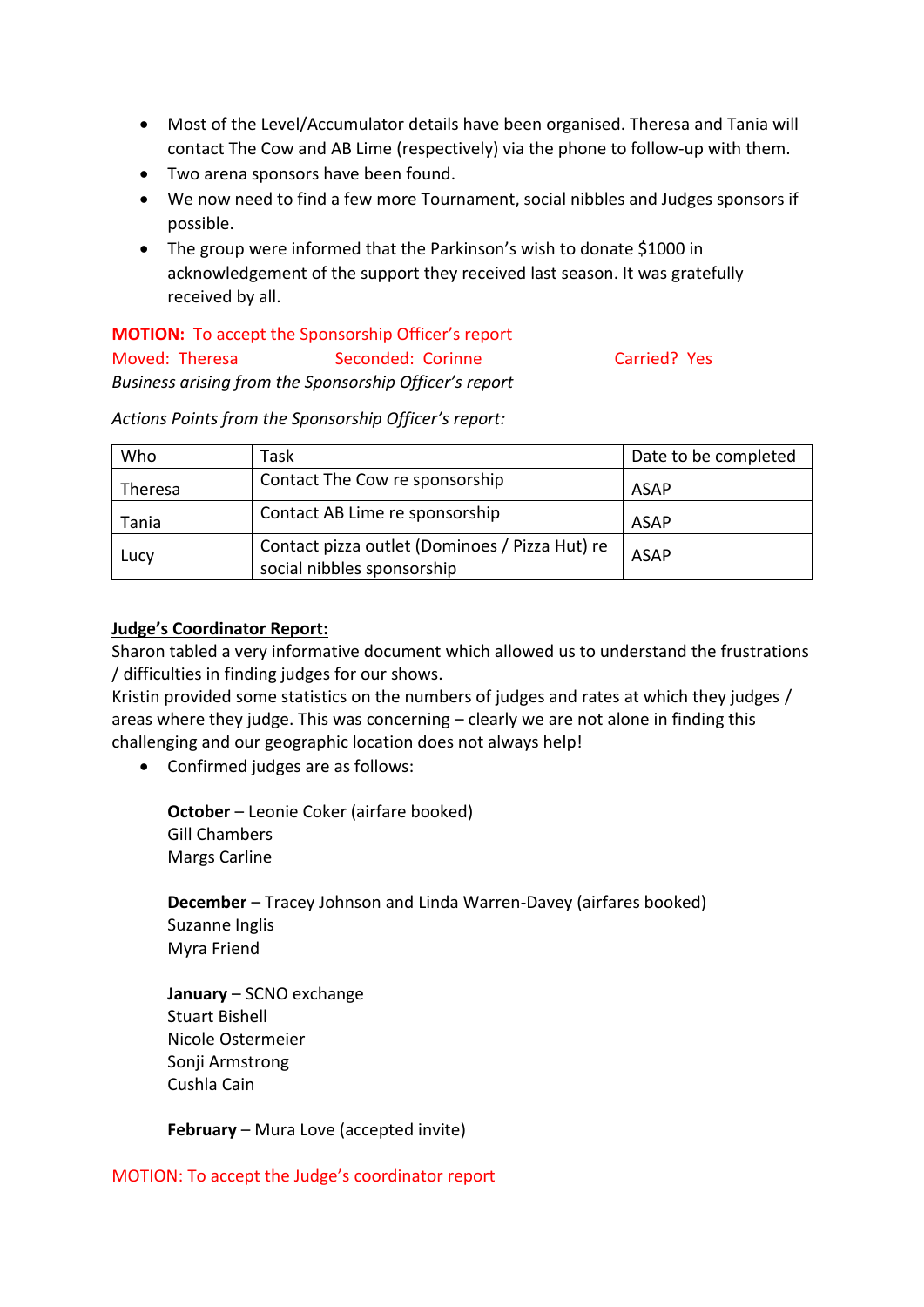- Most of the Level/Accumulator details have been organised. Theresa and Tania will contact The Cow and AB Lime (respectively) via the phone to follow-up with them.
- Two arena sponsors have been found.
- We now need to find a few more Tournament, social nibbles and Judges sponsors if possible.
- The group were informed that the Parkinson's wish to donate $1000 in acknowledgement of the support they received last season. It was gratefully received by all.

**MOTION:** To accept the Sponsorship Officer's report
Moved: Theresa Seconded: Corinne Carried? Yes
*Business arising from the Sponsorship Officer's report*

*Actions Points from the Sponsorship Officer's report:*

| Who | Task | Date to be completed |
|---|---|---|
| Theresa | Contact The Cow re sponsorship | ASAP |
| Tania | Contact AB Lime re sponsorship | ASAP |
| Lucy | Contact pizza outlet (Dominoes / Pizza Hut) re social nibbles sponsorship | ASAP |

**Judge's Coordinator Report:**

Sharon tabled a very informative document which allowed us to understand the frustrations / difficulties in finding judges for our shows.
Kristin provided some statistics on the numbers of judges and rates at which they judges / areas where they judge. This was concerning – clearly we are not alone in finding this challenging and our geographic location does not always help!

- Confirmed judges are as follows:

  **October** – Leonie Coker (airfare booked)
  Gill Chambers
  Margs Carline

  **December** – Tracey Johnson and Linda Warren-Davey (airfares booked)
  Suzanne Inglis
  Myra Friend

  **January** – SCNO exchange
  Stuart Bishell
  Nicole Ostermeier
  Sonji Armstrong
  Cushla Cain

  **February** – Mura Love (accepted invite)

MOTION: To accept the Judge's coordinator report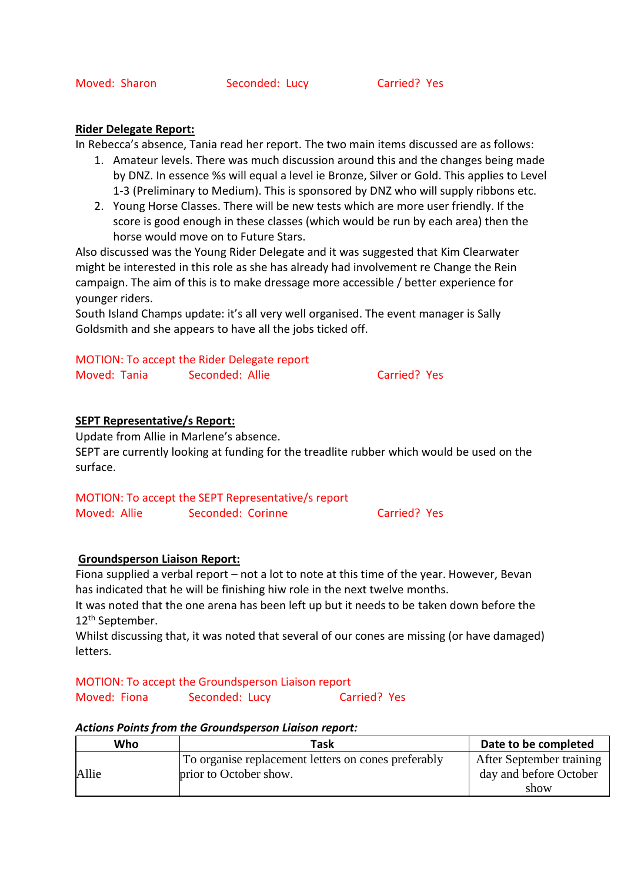Moved: Sharon Seconded: Lucy Carried? Yes

**Rider Delegate Report:**

In Rebecca's absence, Tania read her report. The two main items discussed are as follows:

1. Amateur levels. There was much discussion around this and the changes being made by DNZ. In essence %s will equal a level ie Bronze, Silver or Gold. This applies to Level 1-3 (Preliminary to Medium). This is sponsored by DNZ who will supply ribbons etc.
2. Young Horse Classes. There will be new tests which are more user friendly. If the score is good enough in these classes (which would be run by each area) then the horse would move on to Future Stars.

Also discussed was the Young Rider Delegate and it was suggested that Kim Clearwater might be interested in this role as she has already had involvement re Change the Rein campaign. The aim of this is to make dressage more accessible / better experience for younger riders.

South Island Champs update: it's all very well organised. The event manager is Sally Goldsmith and she appears to have all the jobs ticked off.

MOTION: To accept the Rider Delegate report

Moved: Tania Seconded: Allie Carried? Yes

**SEPT Representative/s Report:**

Update from Allie in Marlene's absence.

SEPT are currently looking at funding for the treadlite rubber which would be used on the surface.

MOTION: To accept the SEPT Representative/s report

Moved: Allie Seconded: Corinne Carried? Yes

**Groundsperson Liaison Report:**

Fiona supplied a verbal report – not a lot to note at this time of the year. However, Bevan has indicated that he will be finishing hiw role in the next twelve months.

It was noted that the one arena has been left up but it needs to be taken down before the 12th September.

Whilst discussing that, it was noted that several of our cones are missing (or have damaged) letters.

MOTION: To accept the Groundsperson Liaison report

Moved: Fiona Seconded: Lucy Carried? Yes

***Actions Points from the Groundsperson Liaison report:***

| Who | Task | Date to be completed |
|---|---|---|
| Allie | To organise replacement letters on cones preferably prior to October show. | After September training day and before October show |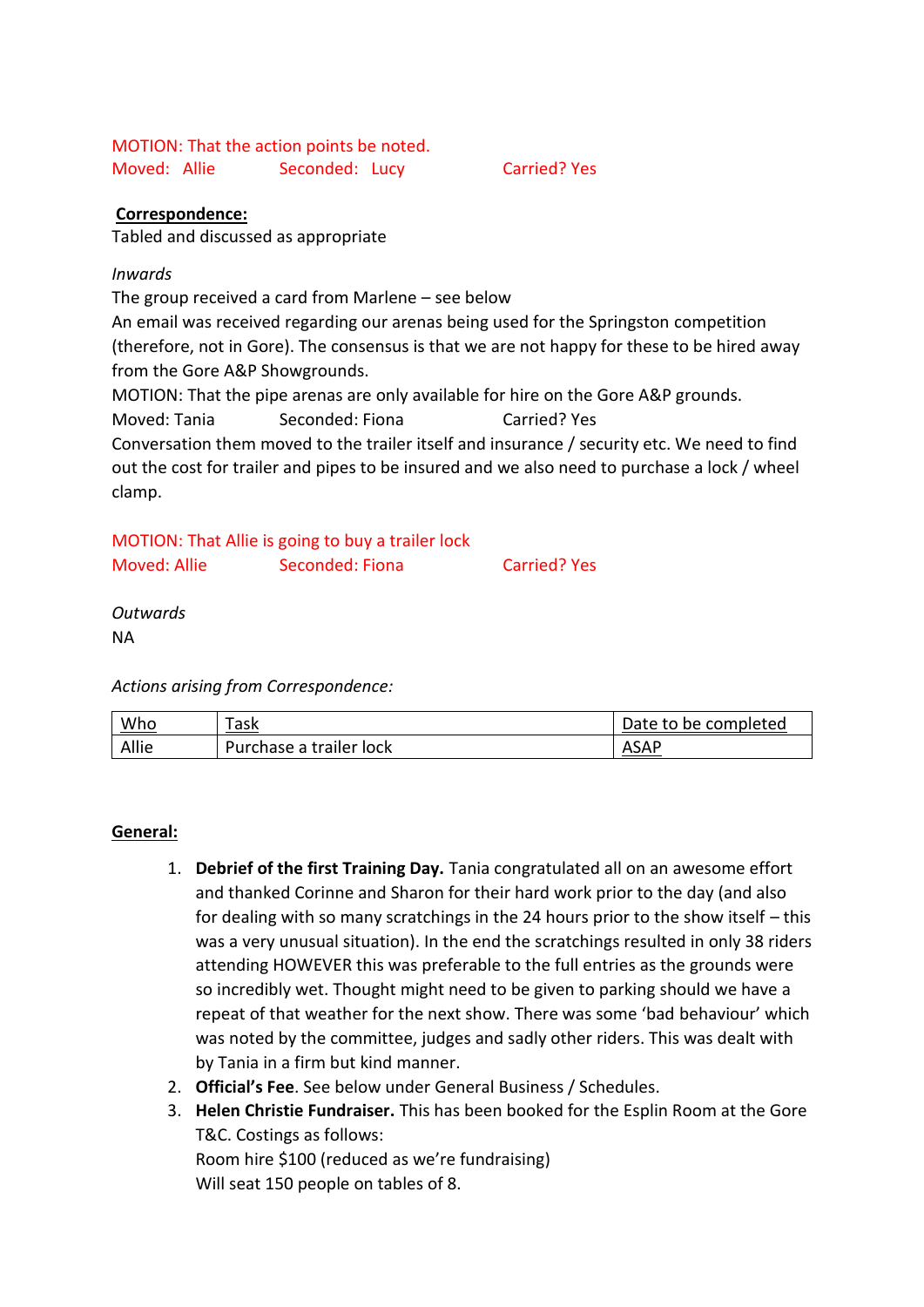MOTION: That the action points be noted.
Moved: Allie Seconded: Lucy Carried? Yes

**Correspondence:**
Tabled and discussed as appropriate

*Inwards*
The group received a card from Marlene – see below
An email was received regarding our arenas being used for the Springston competition (therefore, not in Gore). The consensus is that we are not happy for these to be hired away from the Gore A&P Showgrounds.
MOTION: That the pipe arenas are only available for hire on the Gore A&P grounds.
Moved: Tania Seconded: Fiona Carried? Yes
Conversation them moved to the trailer itself and insurance / security etc. We need to find out the cost for trailer and pipes to be insured and we also need to purchase a lock / wheel clamp.

MOTION: That Allie is going to buy a trailer lock
Moved: Allie Seconded: Fiona Carried? Yes

*Outwards*
NA

*Actions arising from Correspondence:*

| Who | Task | Date to be completed |
|---|---|---|
| Allie | Purchase a trailer lock | ASAP |

**General:**

1. **Debrief of the first Training Day.** Tania congratulated all on an awesome effort and thanked Corinne and Sharon for their hard work prior to the day (and also for dealing with so many scratchings in the 24 hours prior to the show itself – this was a very unusual situation). In the end the scratchings resulted in only 38 riders attending HOWEVER this was preferable to the full entries as the grounds were so incredibly wet. Thought might need to be given to parking should we have a repeat of that weather for the next show. There was some 'bad behaviour' which was noted by the committee, judges and sadly other riders. This was dealt with by Tania in a firm but kind manner.
2. **Official's Fee**. See below under General Business / Schedules.
3. **Helen Christie Fundraiser.** This has been booked for the Esplin Room at the Gore T&C. Costings as follows:
   Room hire $100 (reduced as we're fundraising)
   Will seat 150 people on tables of 8.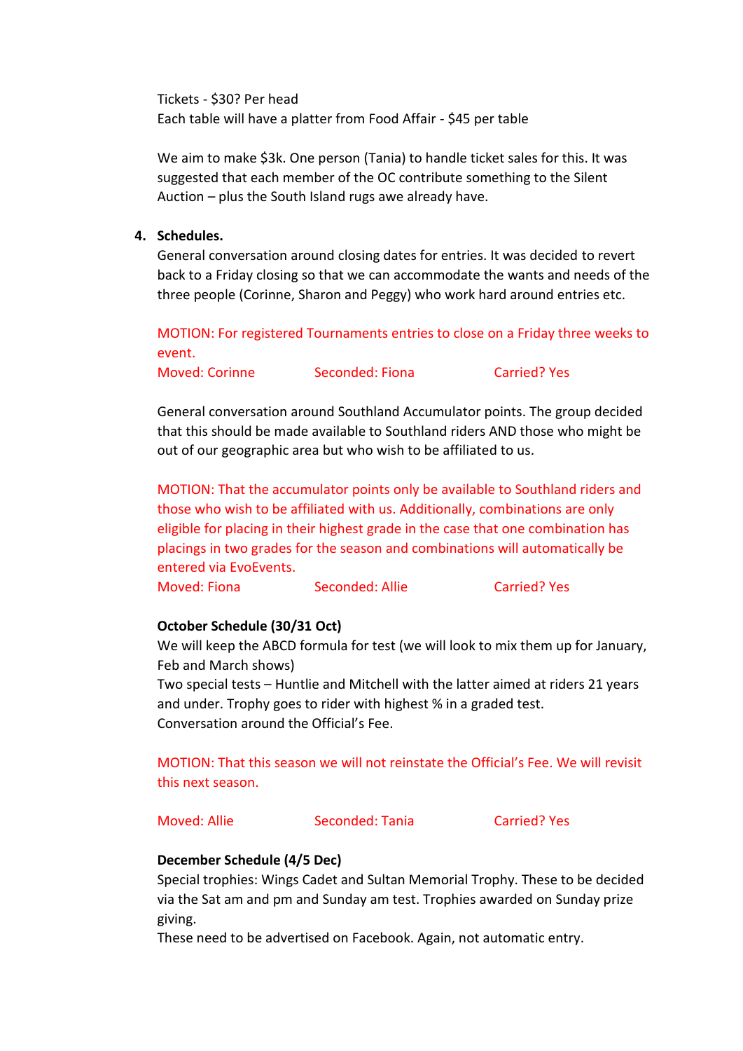Tickets - $30? Per head
Each table will have a platter from Food Affair - $45 per table

We aim to make $3k. One person (Tania) to handle ticket sales for this. It was suggested that each member of the OC contribute something to the Silent Auction – plus the South Island rugs awe already have.

4. **Schedules.**

General conversation around closing dates for entries. It was decided to revert back to a Friday closing so that we can accommodate the wants and needs of the three people (Corinne, Sharon and Peggy) who work hard around entries etc.

MOTION: For registered Tournaments entries to close on a Friday three weeks to event.
Moved: Corinne Seconded: Fiona Carried? Yes

General conversation around Southland Accumulator points. The group decided that this should be made available to Southland riders AND those who might be out of our geographic area but who wish to be affiliated to us.

MOTION: That the accumulator points only be available to Southland riders and those who wish to be affiliated with us. Additionally, combinations are only eligible for placing in their highest grade in the case that one combination has placings in two grades for the season and combinations will automatically be entered via EvoEvents.
Moved: Fiona Seconded: Allie Carried? Yes

**October Schedule (30/31 Oct)**

We will keep the ABCD formula for test (we will look to mix them up for January, Feb and March shows)
Two special tests – Huntlie and Mitchell with the latter aimed at riders 21 years and under. Trophy goes to rider with highest % in a graded test.
Conversation around the Official's Fee.

MOTION: That this season we will not reinstate the Official's Fee. We will revisit this next season.

Moved: Allie Seconded: Tania Carried? Yes

**December Schedule (4/5 Dec)**

Special trophies: Wings Cadet and Sultan Memorial Trophy. These to be decided via the Sat am and pm and Sunday am test. Trophies awarded on Sunday prize giving.
These need to be advertised on Facebook. Again, not automatic entry.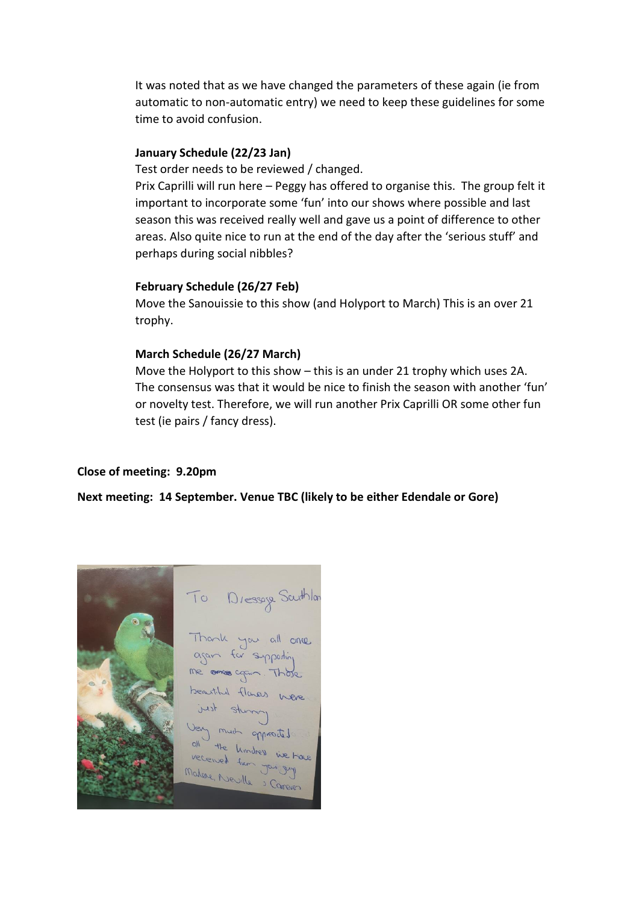It was noted that as we have changed the parameters of these again (ie from automatic to non-automatic entry) we need to keep these guidelines for some time to avoid confusion.

**January Schedule (22/23 Jan)**

Test order needs to be reviewed / changed.

Prix Caprilli will run here – Peggy has offered to organise this. The group felt it important to incorporate some 'fun' into our shows where possible and last season this was received really well and gave us a point of difference to other areas. Also quite nice to run at the end of the day after the 'serious stuff' and perhaps during social nibbles?

**February Schedule (26/27 Feb)**

Move the Sanouissie to this show (and Holyport to March) This is an over 21 trophy.

**March Schedule (26/27 March)**

Move the Holyport to this show – this is an under 21 trophy which uses 2A. The consensus was that it would be nice to finish the season with another 'fun' or novelty test. Therefore, we will run another Prix Caprilli OR some other fun test (ie pairs / fancy dress).

**Close of meeting: 9.20pm**

**Next meeting: 14 September. Venue TBC (likely to be either Edendale or Gore)**

To Dressage Southland

Thank you all once again for supporting me ~~once~~ again. Those beautiful flowers were just stunning

Very much appreciated all the kindness we have received from you guys

Marlene, Neville & Cameron